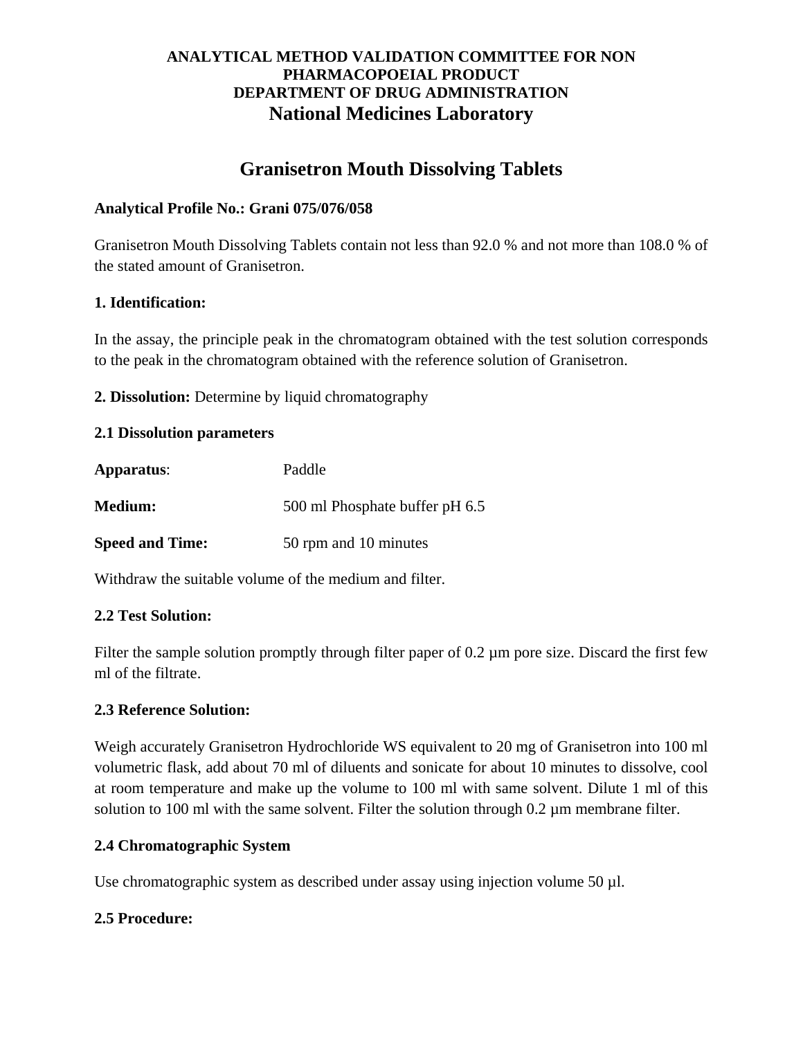**ANALYTICAL METHOD VALIDATION COMMITTEE FOR NON PHARMACOPOEIAL PRODUCT**
**DEPARTMENT OF DRUG ADMINISTRATION**
**National Medicines Laboratory**

# Granisetron Mouth Dissolving Tablets

**Analytical Profile No.: Grani 075/076/058**

Granisetron Mouth Dissolving Tablets contain not less than 92.0 % and not more than 108.0 % of the stated amount of Granisetron.

**1. Identification:**

In the assay, the principle peak in the chromatogram obtained with the test solution corresponds to the peak in the chromatogram obtained with the reference solution of Granisetron.

**2. Dissolution:** Determine by liquid chromatography

**2.1 Dissolution parameters**

**Apparatus**: Paddle

**Medium:** 500 ml Phosphate buffer pH 6.5

**Speed and Time:** 50 rpm and 10 minutes

Withdraw the suitable volume of the medium and filter.

**2.2 Test Solution:**

Filter the sample solution promptly through filter paper of 0.2 µm pore size. Discard the first few ml of the filtrate.

**2.3 Reference Solution:**

Weigh accurately Granisetron Hydrochloride WS equivalent to 20 mg of Granisetron into 100 ml volumetric flask, add about 70 ml of diluents and sonicate for about 10 minutes to dissolve, cool at room temperature and make up the volume to 100 ml with same solvent. Dilute 1 ml of this solution to 100 ml with the same solvent. Filter the solution through 0.2 µm membrane filter.

**2.4 Chromatographic System**

Use chromatographic system as described under assay using injection volume 50 µl.

**2.5 Procedure:**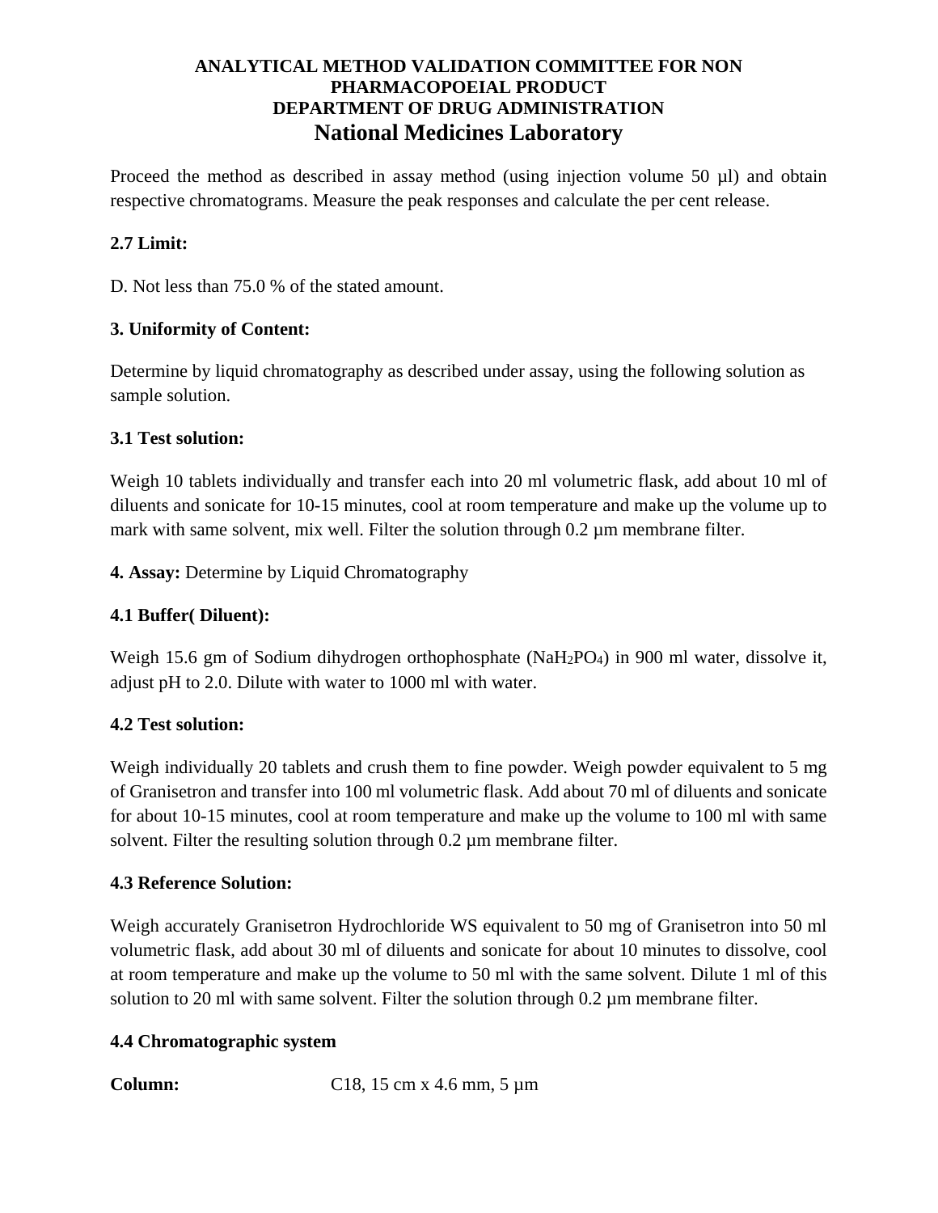Proceed the method as described in assay method (using injection volume 50 µl) and obtain respective chromatograms. Measure the peak responses and calculate the per cent release.

**2.7 Limit:**

D. Not less than 75.0 % of the stated amount.

**3. Uniformity of Content:**

Determine by liquid chromatography as described under assay, using the following solution as sample solution.

**3.1 Test solution:**

Weigh 10 tablets individually and transfer each into 20 ml volumetric flask, add about 10 ml of diluents and sonicate for 10-15 minutes, cool at room temperature and make up the volume up to mark with same solvent, mix well. Filter the solution through 0.2 µm membrane filter.

**4. Assay:** Determine by Liquid Chromatography

**4.1 Buffer( Diluent):**

Weigh 15.6 gm of Sodium dihydrogen orthophosphate ($NaH_2PO_4$) in 900 ml water, dissolve it, adjust pH to 2.0. Dilute with water to 1000 ml with water.

**4.2 Test solution:**

Weigh individually 20 tablets and crush them to fine powder. Weigh powder equivalent to 5 mg of Granisetron and transfer into 100 ml volumetric flask. Add about 70 ml of diluents and sonicate for about 10-15 minutes, cool at room temperature and make up the volume to 100 ml with same solvent. Filter the resulting solution through 0.2 µm membrane filter.

**4.3 Reference Solution:**

Weigh accurately Granisetron Hydrochloride WS equivalent to 50 mg of Granisetron into 50 ml volumetric flask, add about 30 ml of diluents and sonicate for about 10 minutes to dissolve, cool at room temperature and make up the volume to 50 ml with the same solvent. Dilute 1 ml of this solution to 20 ml with same solvent. Filter the solution through 0.2 µm membrane filter.

**4.4 Chromatographic system**

**Column:** C18, 15 cm x 4.6 mm, 5 µm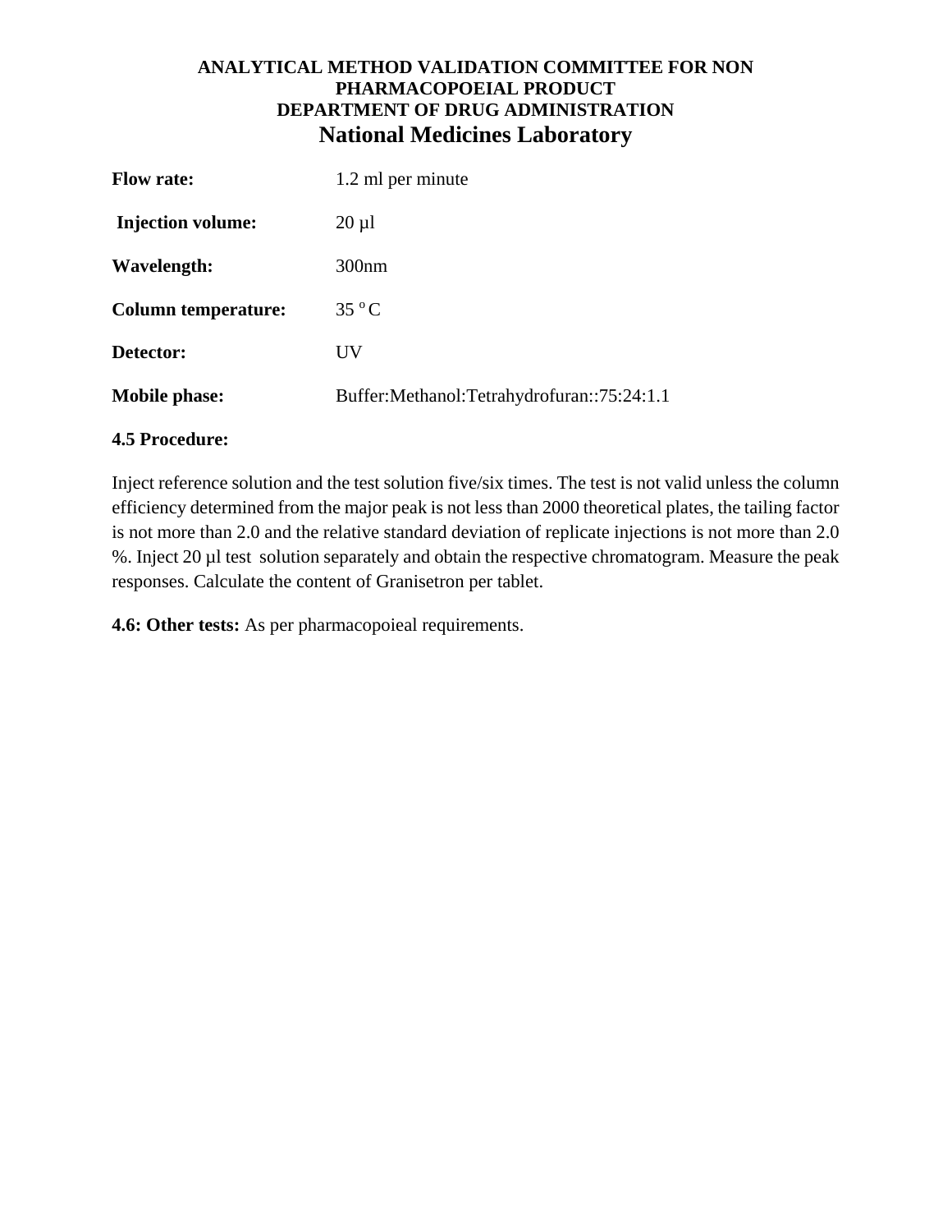**Flow rate:** 1.2 ml per minute

**Injection volume:** 20 µl

**Wavelength:** 300nm

**Column temperature:** 35 °C

**Detector:** UV

**Mobile phase:** Buffer:Methanol:Tetrahydrofuran::75:24:1.1

**4.5 Procedure:**

Inject reference solution and the test solution five/six times. The test is not valid unless the column efficiency determined from the major peak is not less than 2000 theoretical plates, the tailing factor is not more than 2.0 and the relative standard deviation of replicate injections is not more than 2.0 %. Inject 20 µl test solution separately and obtain the respective chromatogram. Measure the peak responses. Calculate the content of Granisetron per tablet.

**4.6: Other tests:** As per pharmacopoieal requirements.